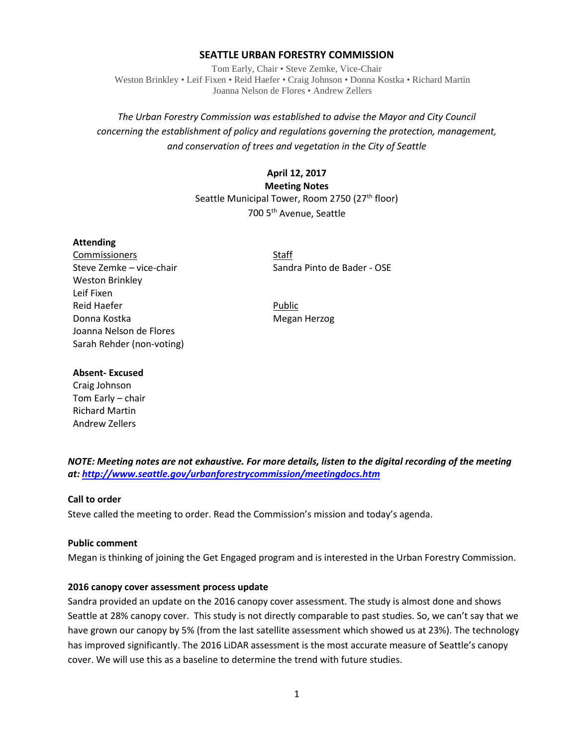# SEATTLE URBAN FORESTRY COMMISSION

Tom Early, Chair • Steve Zemke, Vice-Chair
Weston Brinkley • Leif Fixen • Reid Haefer • Craig Johnson • Donna Kostka • Richard Martin
Joanna Nelson de Flores • Andrew Zellers

*The Urban Forestry Commission was established to advise the Mayor and City Council concerning the establishment of policy and regulations governing the protection, management, and conservation of trees and vegetation in the City of Seattle*

**April 12, 2017**
**Meeting Notes**
Seattle Municipal Tower, Room 2750 (27th floor)
700 5th Avenue, Seattle

**Attending**

Commissioners
Steve Zemke – vice-chair
Weston Brinkley
Leif Fixen
Reid Haefer
Donna Kostka
Joanna Nelson de Flores
Sarah Rehder (non-voting)

Staff
Sandra Pinto de Bader - OSE

Public
Megan Herzog

**Absent- Excused**
Craig Johnson
Tom Early – chair
Richard Martin
Andrew Zellers

***NOTE: Meeting notes are not exhaustive. For more details, listen to the digital recording of the meeting at: http://www.seattle.gov/urbanforestrycommission/meetingdocs.htm***

**Call to order**

Steve called the meeting to order. Read the Commission's mission and today's agenda.

**Public comment**

Megan is thinking of joining the Get Engaged program and is interested in the Urban Forestry Commission.

**2016 canopy cover assessment process update**

Sandra provided an update on the 2016 canopy cover assessment. The study is almost done and shows Seattle at 28% canopy cover. This study is not directly comparable to past studies. So, we can't say that we have grown our canopy by 5% (from the last satellite assessment which showed us at 23%). The technology has improved significantly. The 2016 LiDAR assessment is the most accurate measure of Seattle's canopy cover. We will use this as a baseline to determine the trend with future studies.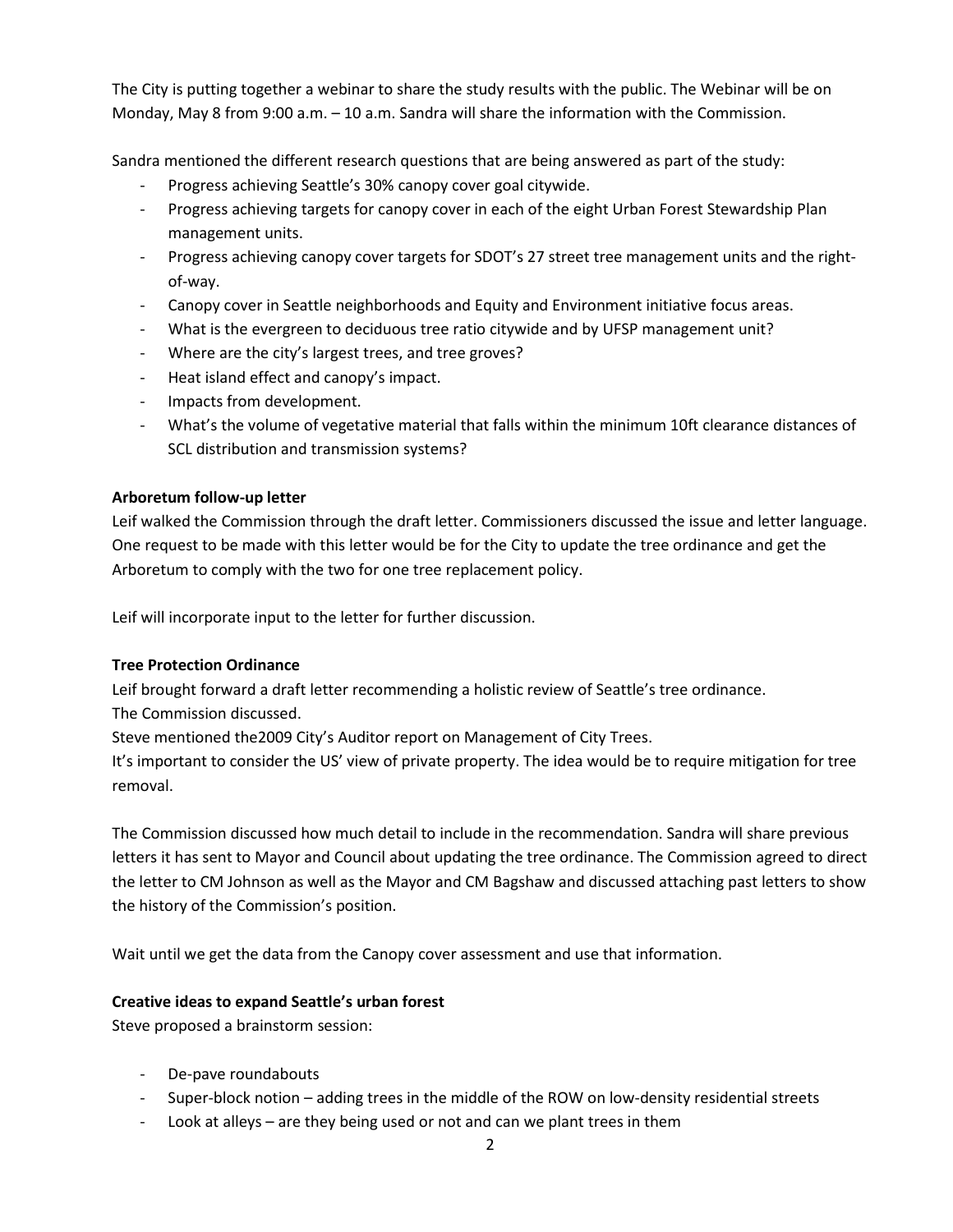The City is putting together a webinar to share the study results with the public. The Webinar will be on Monday, May 8 from 9:00 a.m. – 10 a.m. Sandra will share the information with the Commission.

Sandra mentioned the different research questions that are being answered as part of the study:

- Progress achieving Seattle's 30% canopy cover goal citywide.
- Progress achieving targets for canopy cover in each of the eight Urban Forest Stewardship Plan management units.
- Progress achieving canopy cover targets for SDOT's 27 street tree management units and the right-of-way.
- Canopy cover in Seattle neighborhoods and Equity and Environment initiative focus areas.
- What is the evergreen to deciduous tree ratio citywide and by UFSP management unit?
- Where are the city's largest trees, and tree groves?
- Heat island effect and canopy's impact.
- Impacts from development.
- What's the volume of vegetative material that falls within the minimum 10ft clearance distances of SCL distribution and transmission systems?

**Arboretum follow-up letter**

Leif walked the Commission through the draft letter. Commissioners discussed the issue and letter language. One request to be made with this letter would be for the City to update the tree ordinance and get the Arboretum to comply with the two for one tree replacement policy.

Leif will incorporate input to the letter for further discussion.

**Tree Protection Ordinance**

Leif brought forward a draft letter recommending a holistic review of Seattle's tree ordinance.
The Commission discussed.
Steve mentioned the2009 City's Auditor report on Management of City Trees.
It's important to consider the US' view of private property. The idea would be to require mitigation for tree removal.

The Commission discussed how much detail to include in the recommendation. Sandra will share previous letters it has sent to Mayor and Council about updating the tree ordinance. The Commission agreed to direct the letter to CM Johnson as well as the Mayor and CM Bagshaw and discussed attaching past letters to show the history of the Commission's position.

Wait until we get the data from the Canopy cover assessment and use that information.

**Creative ideas to expand Seattle's urban forest**

Steve proposed a brainstorm session:

- De-pave roundabouts
- Super-block notion – adding trees in the middle of the ROW on low-density residential streets
- Look at alleys – are they being used or not and can we plant trees in them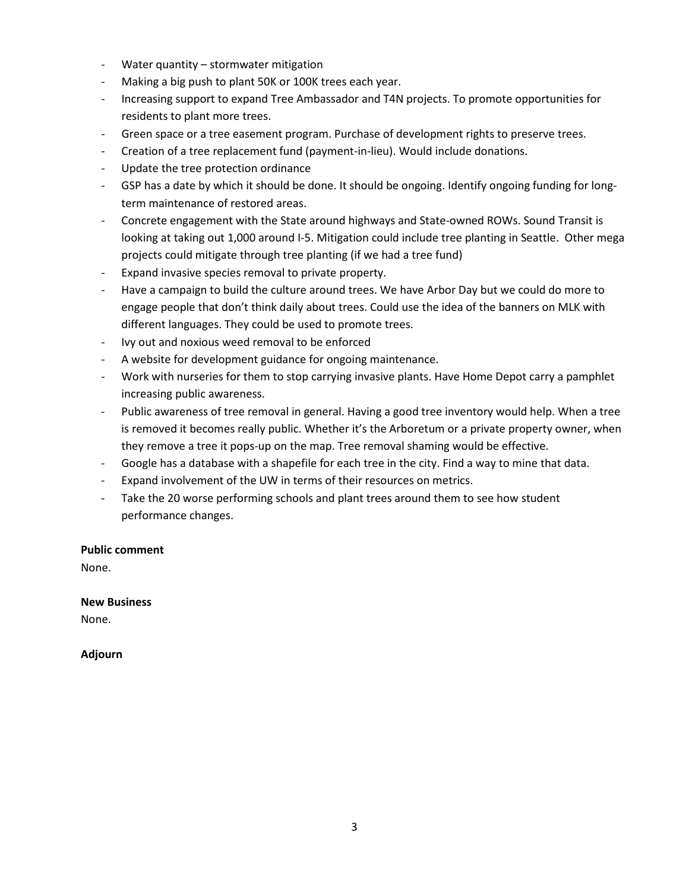- Water quantity – stormwater mitigation
- Making a big push to plant 50K or 100K trees each year.
- Increasing support to expand Tree Ambassador and T4N projects. To promote opportunities for residents to plant more trees.
- Green space or a tree easement program. Purchase of development rights to preserve trees.
- Creation of a tree replacement fund (payment-in-lieu). Would include donations.
- Update the tree protection ordinance
- GSP has a date by which it should be done. It should be ongoing. Identify ongoing funding for long-term maintenance of restored areas.
- Concrete engagement with the State around highways and State-owned ROWs. Sound Transit is looking at taking out 1,000 around I-5. Mitigation could include tree planting in Seattle. Other mega projects could mitigate through tree planting (if we had a tree fund)
- Expand invasive species removal to private property.
- Have a campaign to build the culture around trees. We have Arbor Day but we could do more to engage people that don't think daily about trees. Could use the idea of the banners on MLK with different languages. They could be used to promote trees.
- Ivy out and noxious weed removal to be enforced
- A website for development guidance for ongoing maintenance.
- Work with nurseries for them to stop carrying invasive plants. Have Home Depot carry a pamphlet increasing public awareness.
- Public awareness of tree removal in general. Having a good tree inventory would help. When a tree is removed it becomes really public. Whether it's the Arboretum or a private property owner, when they remove a tree it pops-up on the map. Tree removal shaming would be effective.
- Google has a database with a shapefile for each tree in the city. Find a way to mine that data.
- Expand involvement of the UW in terms of their resources on metrics.
- Take the 20 worse performing schools and plant trees around them to see how student performance changes.

**Public comment**

None.

**New Business**

None.

**Adjourn**